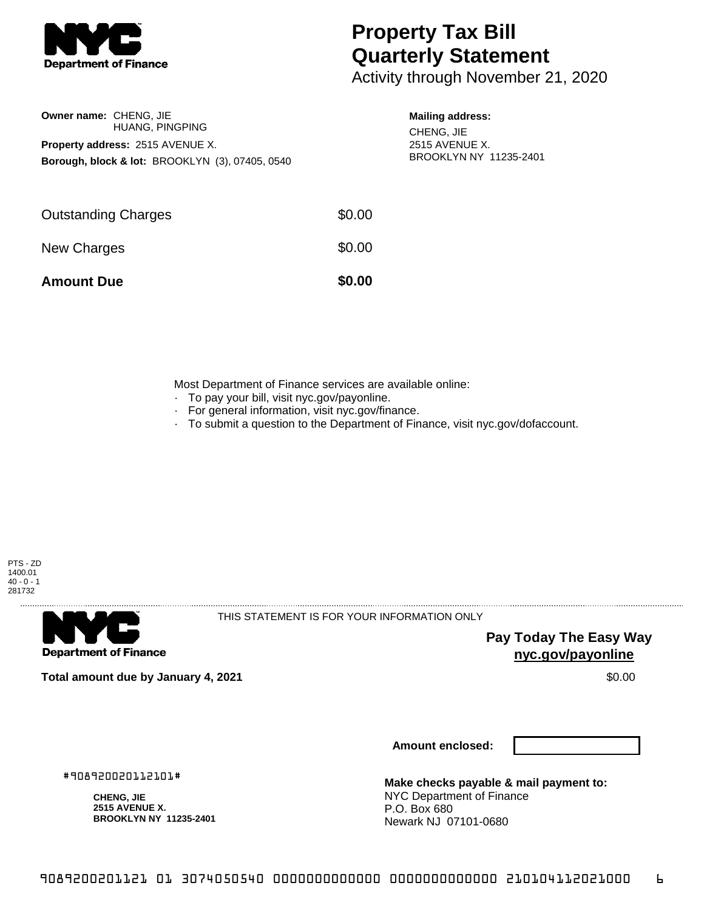# Property Tax Bill Quarterly Statement

Activity through November 21, 2020

**Owner name:** CHENG, JIE
HUANG, PINGPING

**Property address:** 2515 AVENUE X.

**Borough, block & lot:** BROOKLYN (3), 07405, 0540

**Mailing address:**
CHENG, JIE
2515 AVENUE X.
BROOKLYN NY 11235-2401

| | |
|---|---|
| Outstanding Charges | $0.00 |
| New Charges | $0.00 |
| **Amount Due** | **$0.00** |

Most Department of Finance services are available online:

- To pay your bill, visit nyc.gov/payonline.
- For general information, visit nyc.gov/finance.
- To submit a question to the Department of Finance, visit nyc.gov/dofaccount.

PTS - ZD
1400.01
40 - 0 - 1
281732

THIS STATEMENT IS FOR YOUR INFORMATION ONLY

**Pay Today The Easy Way**
**nyc.gov/payonline**

**Total amount due by January 4, 2021** $0.00

**Amount enclosed:**

#908920020112101#

**CHENG, JIE**
**2515 AVENUE X.**
**BROOKLYN NY 11235-2401**

**Make checks payable & mail payment to:**
NYC Department of Finance
P.O. Box 680
Newark NJ 07101-0680

9089200201121 01 3074050540 0000000000000 0000000000000 210104112021000 6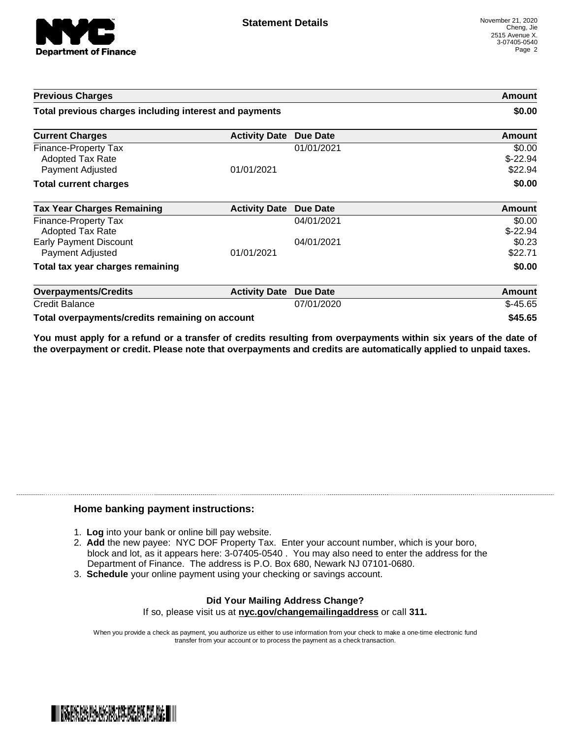**Statement Details**

November 21, 2020
Cheng, Jie
2515 Avenue X.
3-07405-0540

| Previous Charges | | | Amount |
|---|---|---|---|
| **Total previous charges including interest and payments** | | | **$0.00** |

| Current Charges | Activity Date | Due Date | Amount |
|---|---|---|---|
| Finance-Property Tax | | 01/01/2021 | $0.00 |
| Adopted Tax Rate | | | $-22.94 |
| Payment Adjusted | 01/01/2021 | | $22.94 |
| **Total current charges** | | | **$0.00** |

| Tax Year Charges Remaining | Activity Date | Due Date | Amount |
|---|---|---|---|
| Finance-Property Tax | | 04/01/2021 | $0.00 |
| Adopted Tax Rate | | | $-22.94 |
| Early Payment Discount | | 04/01/2021 | $0.23 |
| Payment Adjusted | 01/01/2021 | | $22.71 |
| **Total tax year charges remaining** | | | **$0.00** |

| Overpayments/Credits | Activity Date | Due Date | Amount |
|---|---|---|---|
| Credit Balance | | 07/01/2020 | $-45.65 |
| **Total overpayments/credits remaining on account** | | | **$45.65** |

**You must apply for a refund or a transfer of credits resulting from overpayments within six years of the date of the overpayment or credit. Please note that overpayments and credits are automatically applied to unpaid taxes.**

### Home banking payment instructions:

1. **Log** into your bank or online bill pay website.
2. **Add** the new payee: NYC DOF Property Tax. Enter your account number, which is your boro, block and lot, as it appears here: 3-07405-0540 . You may also need to enter the address for the Department of Finance. The address is P.O. Box 680, Newark NJ 07101-0680.
3. **Schedule** your online payment using your checking or savings account.

**Did Your Mailing Address Change?**
If so, please visit us at **nyc.gov/changemailingaddress** or call **311.**

When you provide a check as payment, you authorize us either to use information from your check to make a one-time electronic fund transfer from your account or to process the payment as a check transaction.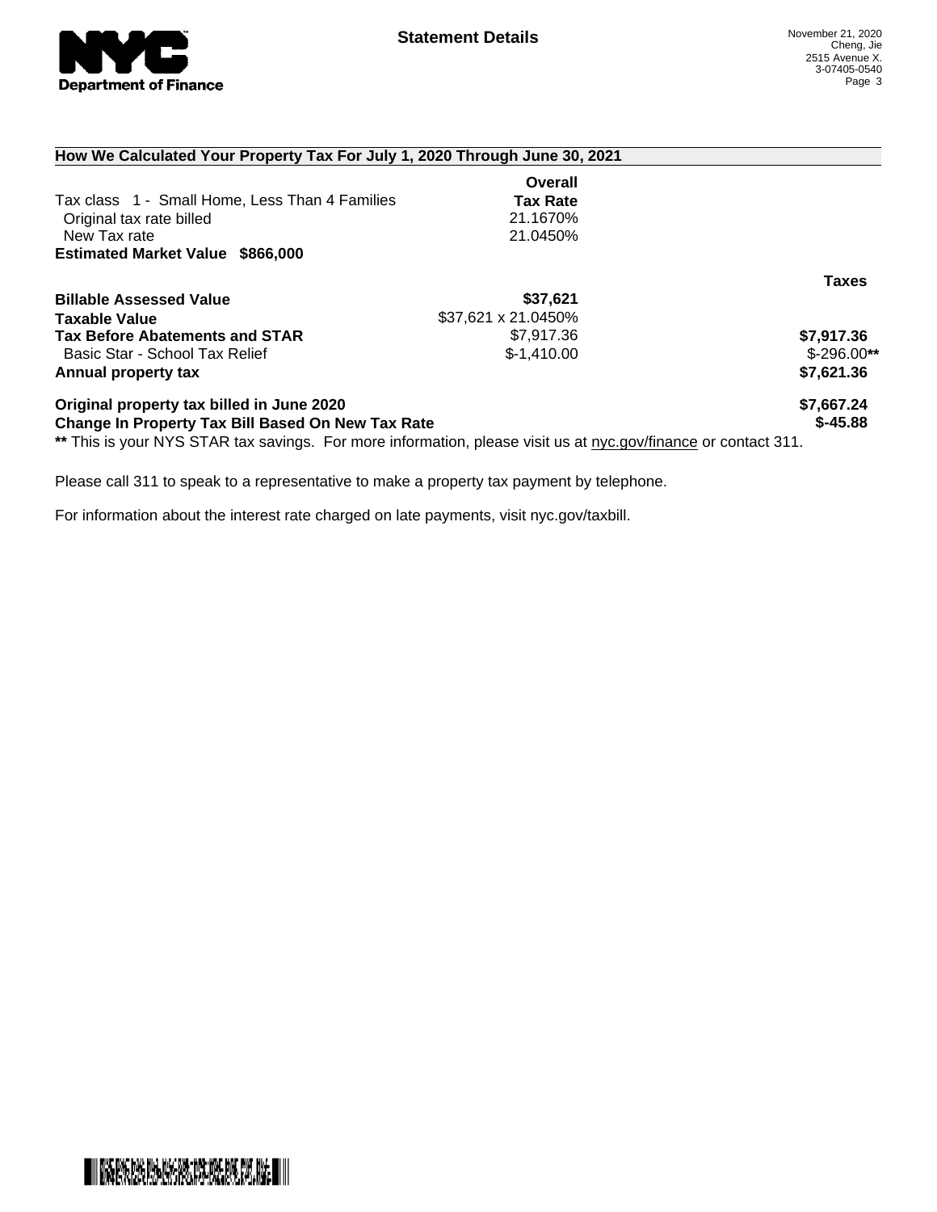# Statement Details

November 21, 2020
Cheng, Jie
2515 Avenue X.
3-07405-0540

## How We Calculated Your Property Tax For July 1, 2020 Through June 30, 2021

| | Overall Tax Rate | |
|---|---|---|
| Tax class 1 - Small Home, Less Than 4 Families | | |
| Original tax rate billed | 21.1670% | |
| New Tax rate | 21.0450% | |
| **Estimated Market Value $866,000** | | |
| | | **Taxes** |
| **Billable Assessed Value** | **$37,621** | |
| **Taxable Value** | $37,621 x 21.0450% | |
| **Tax Before Abatements and STAR** | $7,917.36 | **$7,917.36** |
| Basic Star - School Tax Relief | $-1,410.00 | $-296.00** |
| **Annual property tax** | | **$7,621.36** |
| **Original property tax billed in June 2020** | | **$7,667.24** |
| **Change In Property Tax Bill Based On New Tax Rate** | | **$-45.88** |

** This is your NYS STAR tax savings. For more information, please visit us at nyc.gov/finance or contact 311.

Please call 311 to speak to a representative to make a property tax payment by telephone.

For information about the interest rate charged on late payments, visit nyc.gov/taxbill.